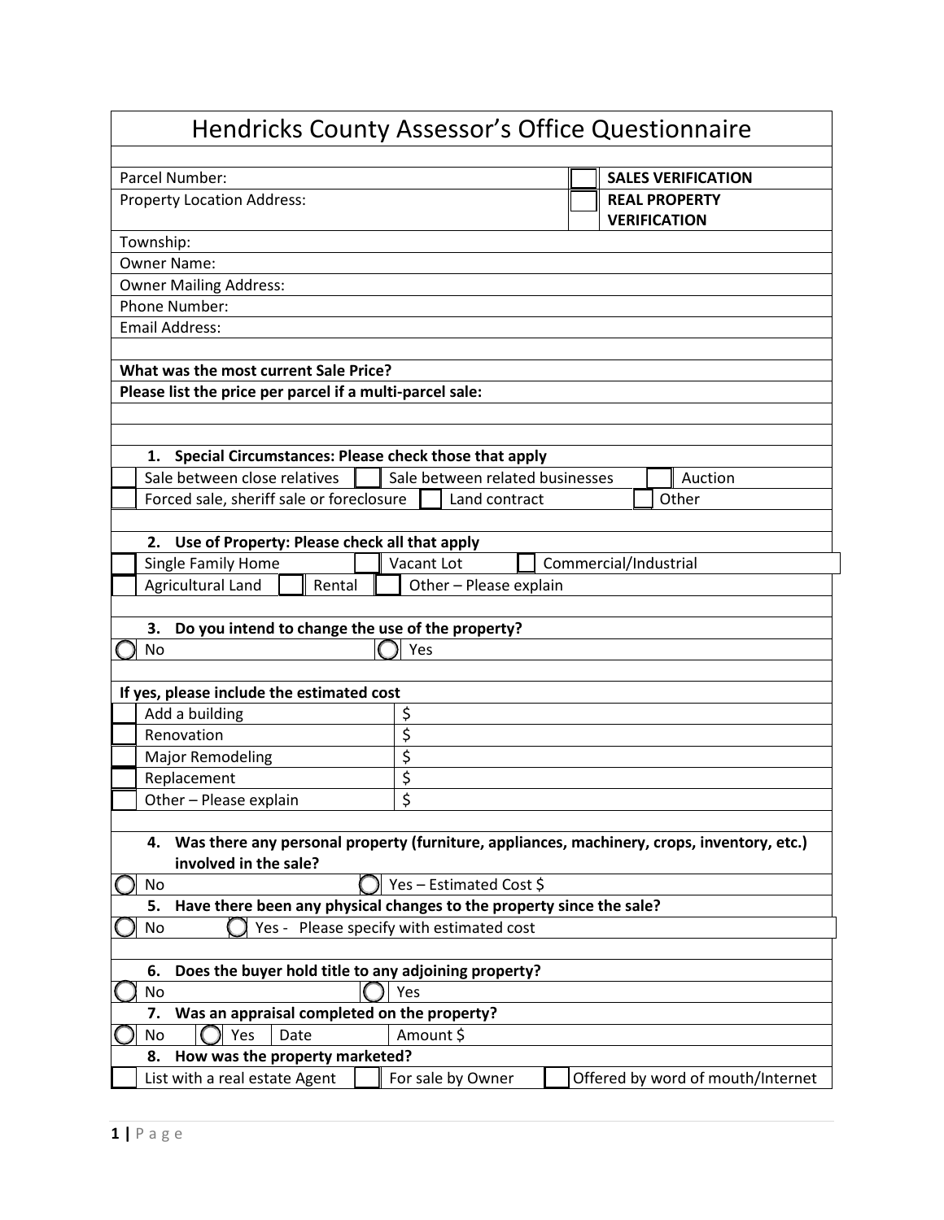# Hendricks County Assessor's Office Questionnaire

| | | |
|---|---|---|
| Parcel Number: | ☐ | **SALES VERIFICATION** |
| Property Location Address: | ☐ | **REAL PROPERTY VERIFICATION** |

Township:

Owner Name:

Owner Mailing Address:

Phone Number:

Email Address:

**What was the most current Sale Price?**

**Please list the price per parcel if a multi-parcel sale:**

1. **Special Circumstances: Please check those that apply**

| | | |
|---|---|---|
| ☐ Sale between close relatives | ☐ Sale between related businesses | ☐ Auction |
| ☐ Forced sale, sheriff sale or foreclosure | ☐ Land contract | ☐ Other |

2. **Use of Property: Please check all that apply**

| | | |
|---|---|---|
| ☐ Single Family Home | ☐ Vacant Lot | ☐ Commercial/Industrial |
| ☐ Agricultural Land | ☐ Rental | ☐ Other – Please explain |

3. **Do you intend to change the use of the property?**

◯ No ◯ Yes

**If yes, please include the estimated cost**

| | |
|---|---|
| ☐ Add a building | $ |
| ☐ Renovation | $ |
| ☐ Major Remodeling | $ |
| ☐ Replacement | $ |
| ☐ Other – Please explain | $ |

4. **Was there any personal property (furniture, appliances, machinery, crops, inventory, etc.) involved in the sale?**

◯ No ◯ Yes – Estimated Cost $

5. **Have there been any physical changes to the property since the sale?**

◯ No ◯ Yes - Please specify with estimated cost

6. **Does the buyer hold title to any adjoining property?**

◯ No ◯ Yes

7. **Was an appraisal completed on the property?**

◯ No ◯ Yes Date Amount $

8. **How was the property marketed?**

| | | |
|---|---|---|
| ☐ List with a real estate Agent | ☐ For sale by Owner | ☐ Offered by word of mouth/Internet |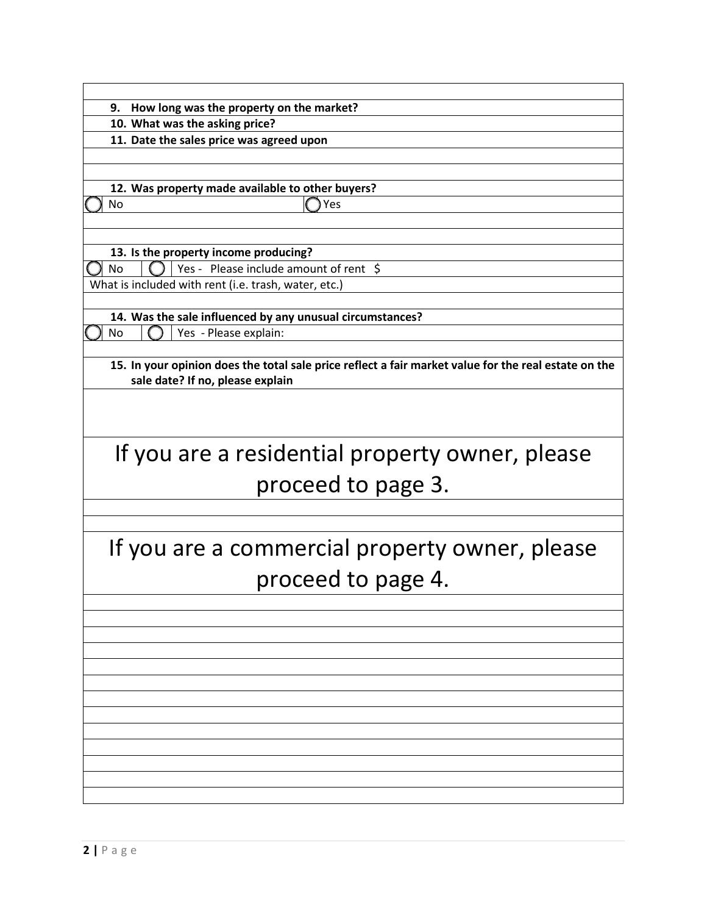9. **How long was the property on the market?**
10. **What was the asking price?**
11. **Date the sales price was agreed upon**

12. **Was property made available to other buyers?**

◯ No ◯ Yes

13. **Is the property income producing?**

◯ No ◯ Yes - Please include amount of rent $

What is included with rent (i.e. trash, water, etc.)

14. **Was the sale influenced by any unusual circumstances?**

◯ No ◯ Yes - Please explain:

15. **In your opinion does the total sale price reflect a fair market value for the real estate on the sale date? If no, please explain**

# If you are a residential property owner, please proceed to page 3.

# If you are a commercial property owner, please proceed to page 4.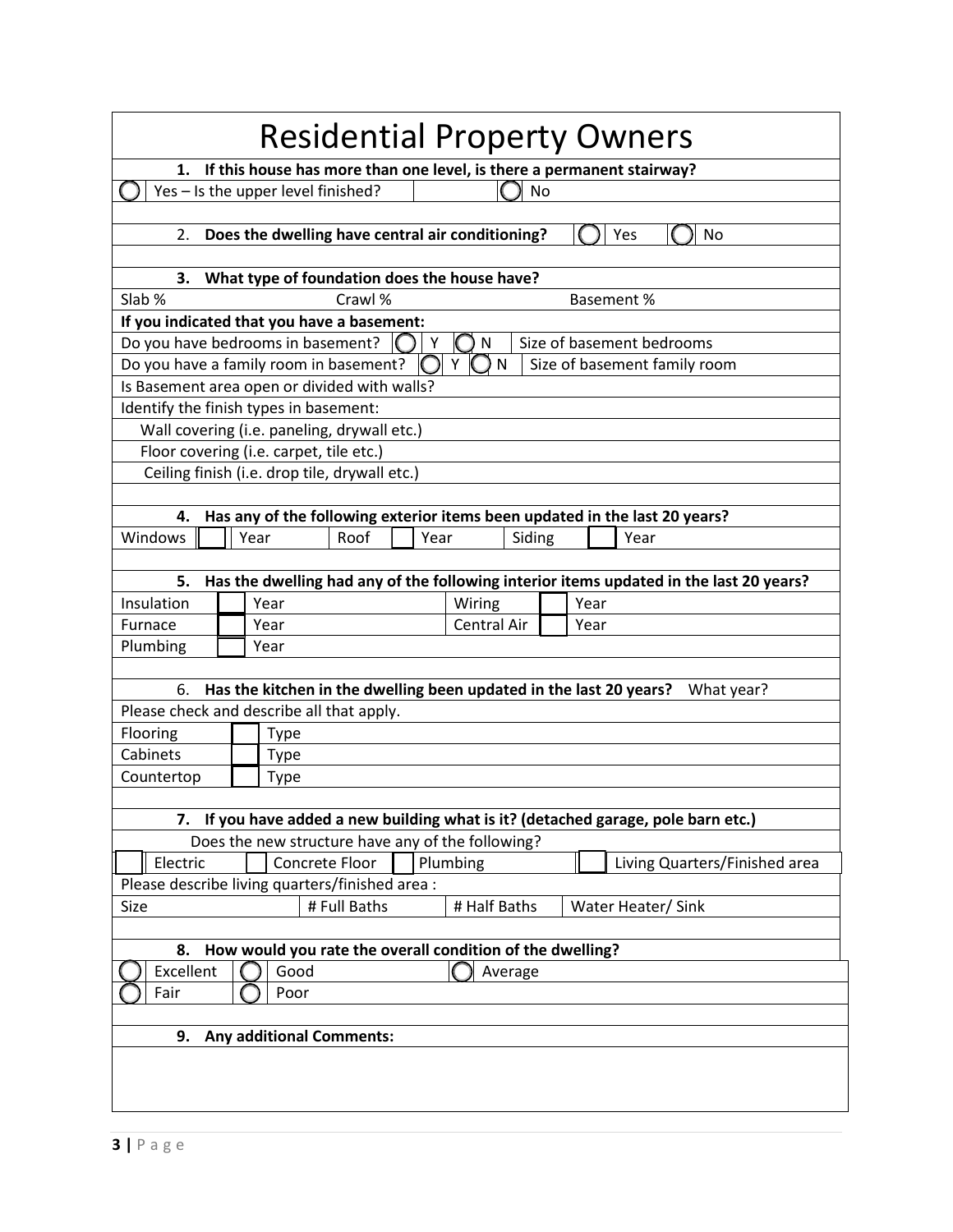# Residential Property Owners

**1. If this house has more than one level, is there a permanent stairway?**

| | | | |
|---|---|---|---|
| ◯ | Yes – Is the upper level finished? | ◯ | No |

2. **Does the dwelling have central air conditioning?** ◯ Yes ◯ No

**3. What type of foundation does the house have?**

| Slab % | Crawl % | Basement % |
|---|---|---|

**If you indicated that you have a basement:**

| | | | | | |
|---|---|---|---|---|---|
| Do you have bedrooms in basement? | ◯ | Y | ◯ | N | Size of basement bedrooms |
| Do you have a family room in basement? | ◯ | Y | ◯ | N | Size of basement family room |

Is Basement area open or divided with walls?

Identify the finish types in basement:

- Wall covering (i.e. paneling, drywall etc.)
- Floor covering (i.e. carpet, tile etc.)
- Ceiling finish (i.e. drop tile, drywall etc.)

**4. Has any of the following exterior items been updated in the last 20 years?**

| | | | | | | | | |
|---|---|---|---|---|---|---|---|---|
| Windows | ☐ | Year | Roof | ☐ | Year | Siding | ☐ | Year |

**5. Has the dwelling had any of the following interior items updated in the last 20 years?**

| | | | | | |
|---|---|---|---|---|---|
| Insulation | ☐ | Year | Wiring | ☐ | Year |
| Furnace | ☐ | Year | Central Air | ☐ | Year |
| Plumbing | ☐ | Year | | | |

6. **Has the kitchen in the dwelling been updated in the last 20 years?** What year?

Please check and describe all that apply.

| | | |
|---|---|---|
| Flooring | ☐ | Type |
| Cabinets | ☐ | Type |
| Countertop | ☐ | Type |

**7. If you have added a new building what is it? (detached garage, pole barn etc.)**

Does the new structure have any of the following?

| | | | | | | | |
|---|---|---|---|---|---|---|---|
| ☐ | Electric | ☐ | Concrete Floor | ☐ | Plumbing | ☐ | Living Quarters/Finished area |

Please describe living quarters/finished area :

| Size | # Full Baths | # Half Baths | Water Heater/ Sink |
|---|---|---|---|

**8. How would you rate the overall condition of the dwelling?**

| | | | | | |
|---|---|---|---|---|---|
| ◯ | Excellent | ◯ | Good | ◯ | Average |
| ◯ | Fair | ◯ | Poor | | |

**9. Any additional Comments:**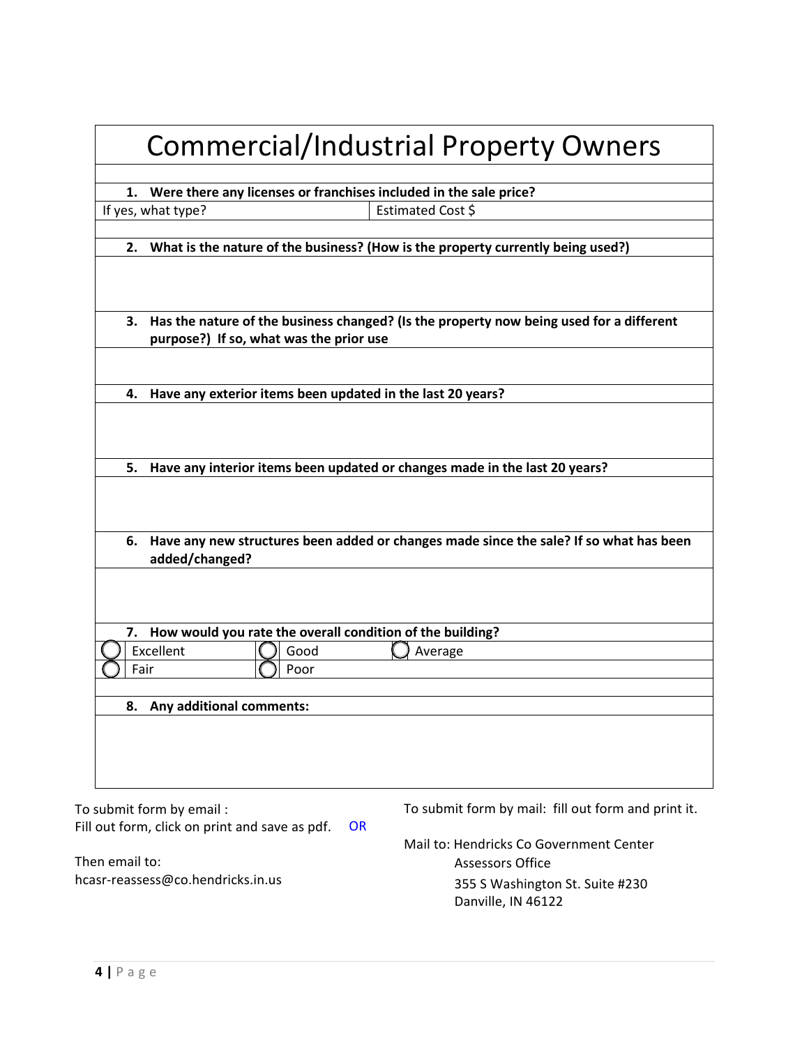# Commercial/Industrial Property Owners

**1. Were there any licenses or franchises included in the sale price?**

| If yes, what type? | Estimated Cost $ |
|---|---|
| | |

**2. What is the nature of the business? (How is the property currently being used?)**

**3. Has the nature of the business changed? (Is the property now being used for a different purpose?) If so, what was the prior use**

**4. Have any exterior items been updated in the last 20 years?**

**5. Have any interior items been updated or changes made in the last 20 years?**

**6. Have any new structures been added or changes made since the sale? If so what has been added/changed?**

**7. How would you rate the overall condition of the building?**

| | | |
|---|---|---|
| ◯ Excellent | ◯ Good | ◯ Average |
| ◯ Fair | ◯ Poor | |

**8. Any additional comments:**

To submit form by email :
Fill out form, click on print and save as pdf.

Then email to:
hcasr-reassess@co.hendricks.in.us

OR

To submit form by mail: fill out form and print it.

Mail to: Hendricks Co Government Center
Assessors Office
355 S Washington St. Suite #230
Danville, IN 46122